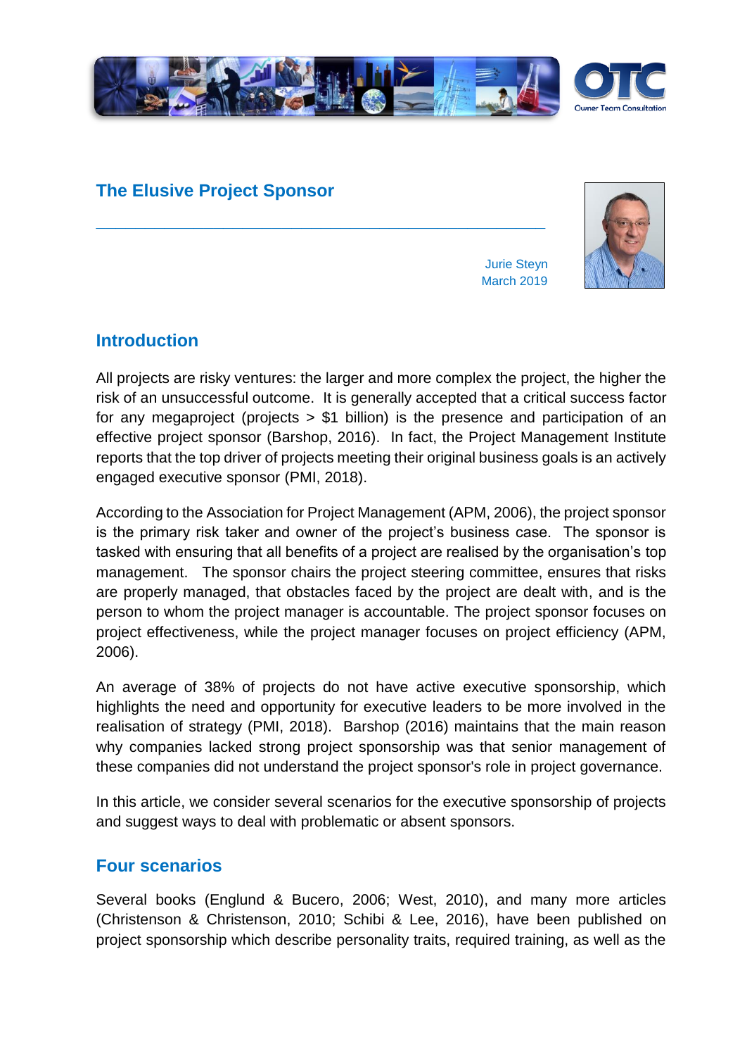# The Elusive Project Sponsor

Jurie Steyn
March 2019

## Introduction

All projects are risky ventures: the larger and more complex the project, the higher the risk of an unsuccessful outcome. It is generally accepted that a critical success factor for any megaproject (projects > $1 billion) is the presence and participation of an effective project sponsor (Barshop, 2016). In fact, the Project Management Institute reports that the top driver of projects meeting their original business goals is an actively engaged executive sponsor (PMI, 2018).

According to the Association for Project Management (APM, 2006), the project sponsor is the primary risk taker and owner of the project's business case. The sponsor is tasked with ensuring that all benefits of a project are realised by the organisation's top management. The sponsor chairs the project steering committee, ensures that risks are properly managed, that obstacles faced by the project are dealt with, and is the person to whom the project manager is accountable. The project sponsor focuses on project effectiveness, while the project manager focuses on project efficiency (APM, 2006).

An average of 38% of projects do not have active executive sponsorship, which highlights the need and opportunity for executive leaders to be more involved in the realisation of strategy (PMI, 2018). Barshop (2016) maintains that the main reason why companies lacked strong project sponsorship was that senior management of these companies did not understand the project sponsor's role in project governance.

In this article, we consider several scenarios for the executive sponsorship of projects and suggest ways to deal with problematic or absent sponsors.

## Four scenarios

Several books (Englund & Bucero, 2006; West, 2010), and many more articles (Christenson & Christenson, 2010; Schibi & Lee, 2016), have been published on project sponsorship which describe personality traits, required training, as well as the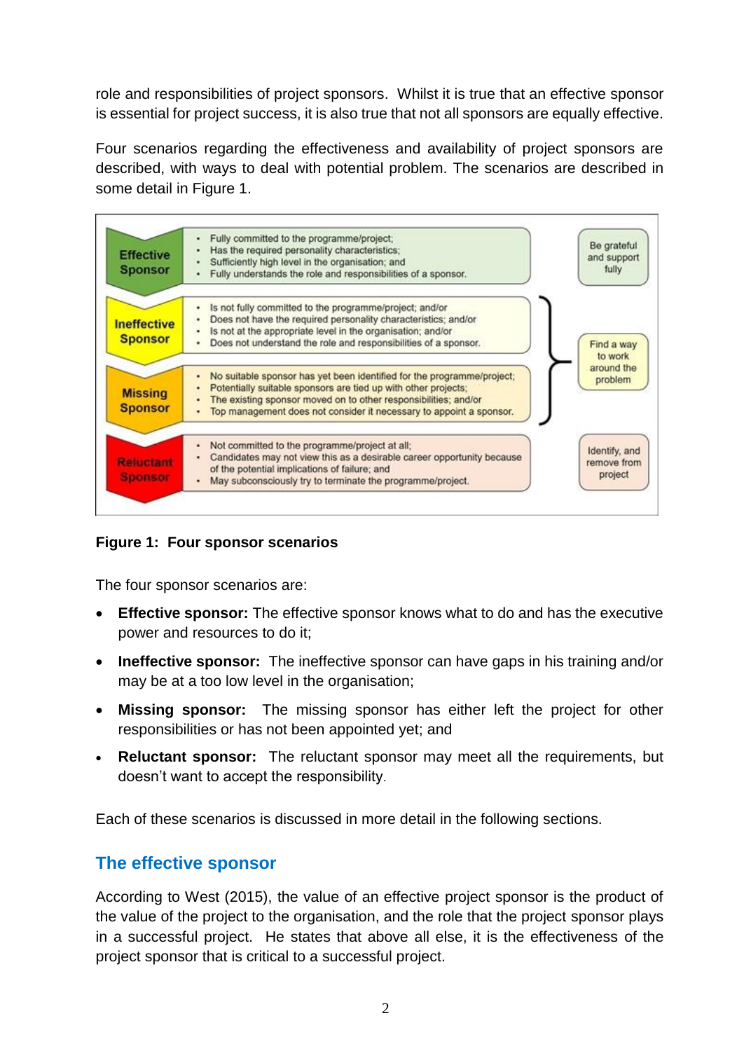role and responsibilities of project sponsors. Whilst it is true that an effective sponsor is essential for project success, it is also true that not all sponsors are equally effective.

Four scenarios regarding the effectiveness and availability of project sponsors are described, with ways to deal with potential problem. The scenarios are described in some detail in Figure 1.

| Sponsor | Characteristics | Response |
|---|---|---|
| **Effective Sponsor** | • Fully committed to the programme/project;<br>• Has the required personality characteristics;<br>• Sufficiently high level in the organisation; and<br>• Fully understands the role and responsibilities of a sponsor. | Be grateful and support fully |
| **Ineffective Sponsor** | • Is not fully committed to the programme/project; and/or<br>• Does not have the required personality characteristics; and/or<br>• Is not at the appropriate level in the organisation; and/or<br>• Does not understand the role and responsibilities of a sponsor. | Find a way to work around the problem |
| **Missing Sponsor** | • No suitable sponsor has yet been identified for the programme/project;<br>• Potentially suitable sponsors are tied up with other projects;<br>• The existing sponsor moved on to other responsibilities; and/or<br>• Top management does not consider it necessary to appoint a sponsor. | Find a way to work around the problem |
| **Reluctant Sponsor** | • Not committed to the programme/project at all;<br>• Candidates may not view this as a desirable career opportunity because of the potential implications of failure; and<br>• May subconsciously try to terminate the programme/project. | Identify, and remove from project |

**Figure 1: Four sponsor scenarios**

The four sponsor scenarios are:

- **Effective sponsor:** The effective sponsor knows what to do and has the executive power and resources to do it;
- **Ineffective sponsor:** The ineffective sponsor can have gaps in his training and/or may be at a too low level in the organisation;
- **Missing sponsor:** The missing sponsor has either left the project for other responsibilities or has not been appointed yet; and
- **Reluctant sponsor:** The reluctant sponsor may meet all the requirements, but doesn't want to accept the responsibility.

Each of these scenarios is discussed in more detail in the following sections.

## The effective sponsor

According to West (2015), the value of an effective project sponsor is the product of the value of the project to the organisation, and the role that the project sponsor plays in a successful project. He states that above all else, it is the effectiveness of the project sponsor that is critical to a successful project.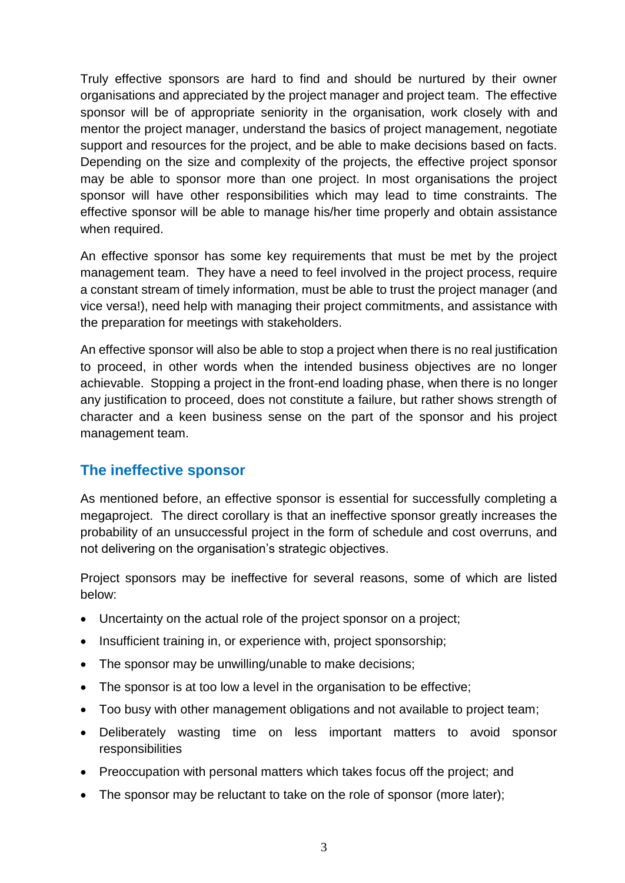Truly effective sponsors are hard to find and should be nurtured by their owner organisations and appreciated by the project manager and project team. The effective sponsor will be of appropriate seniority in the organisation, work closely with and mentor the project manager, understand the basics of project management, negotiate support and resources for the project, and be able to make decisions based on facts. Depending on the size and complexity of the projects, the effective project sponsor may be able to sponsor more than one project. In most organisations the project sponsor will have other responsibilities which may lead to time constraints. The effective sponsor will be able to manage his/her time properly and obtain assistance when required.

An effective sponsor has some key requirements that must be met by the project management team. They have a need to feel involved in the project process, require a constant stream of timely information, must be able to trust the project manager (and vice versa!), need help with managing their project commitments, and assistance with the preparation for meetings with stakeholders.

An effective sponsor will also be able to stop a project when there is no real justification to proceed, in other words when the intended business objectives are no longer achievable. Stopping a project in the front-end loading phase, when there is no longer any justification to proceed, does not constitute a failure, but rather shows strength of character and a keen business sense on the part of the sponsor and his project management team.

## The ineffective sponsor

As mentioned before, an effective sponsor is essential for successfully completing a megaproject. The direct corollary is that an ineffective sponsor greatly increases the probability of an unsuccessful project in the form of schedule and cost overruns, and not delivering on the organisation's strategic objectives.

Project sponsors may be ineffective for several reasons, some of which are listed below:

- Uncertainty on the actual role of the project sponsor on a project;
- Insufficient training in, or experience with, project sponsorship;
- The sponsor may be unwilling/unable to make decisions;
- The sponsor is at too low a level in the organisation to be effective;
- Too busy with other management obligations and not available to project team;
- Deliberately wasting time on less important matters to avoid sponsor responsibilities
- Preoccupation with personal matters which takes focus off the project; and
- The sponsor may be reluctant to take on the role of sponsor (more later);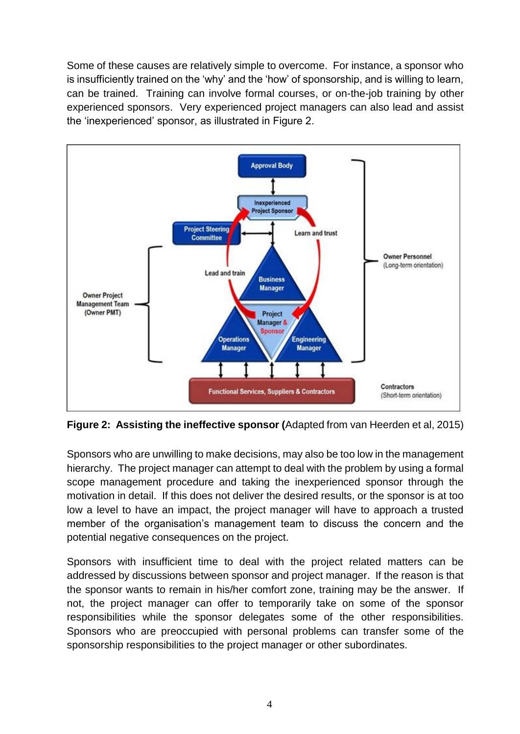Some of these causes are relatively simple to overcome. For instance, a sponsor who is insufficiently trained on the 'why' and the 'how' of sponsorship, and is willing to learn, can be trained. Training can involve formal courses, or on-the-job training by other experienced sponsors. Very experienced project managers can also lead and assist the 'inexperienced' sponsor, as illustrated in Figure 2.

**Figure 2: Assisting the ineffective sponsor (**Adapted from van Heerden et al, 2015)

Sponsors who are unwilling to make decisions, may also be too low in the management hierarchy. The project manager can attempt to deal with the problem by using a formal scope management procedure and taking the inexperienced sponsor through the motivation in detail. If this does not deliver the desired results, or the sponsor is at too low a level to have an impact, the project manager will have to approach a trusted member of the organisation's management team to discuss the concern and the potential negative consequences on the project.

Sponsors with insufficient time to deal with the project related matters can be addressed by discussions between sponsor and project manager. If the reason is that the sponsor wants to remain in his/her comfort zone, training may be the answer. If not, the project manager can offer to temporarily take on some of the sponsor responsibilities while the sponsor delegates some of the other responsibilities. Sponsors who are preoccupied with personal problems can transfer some of the sponsorship responsibilities to the project manager or other subordinates.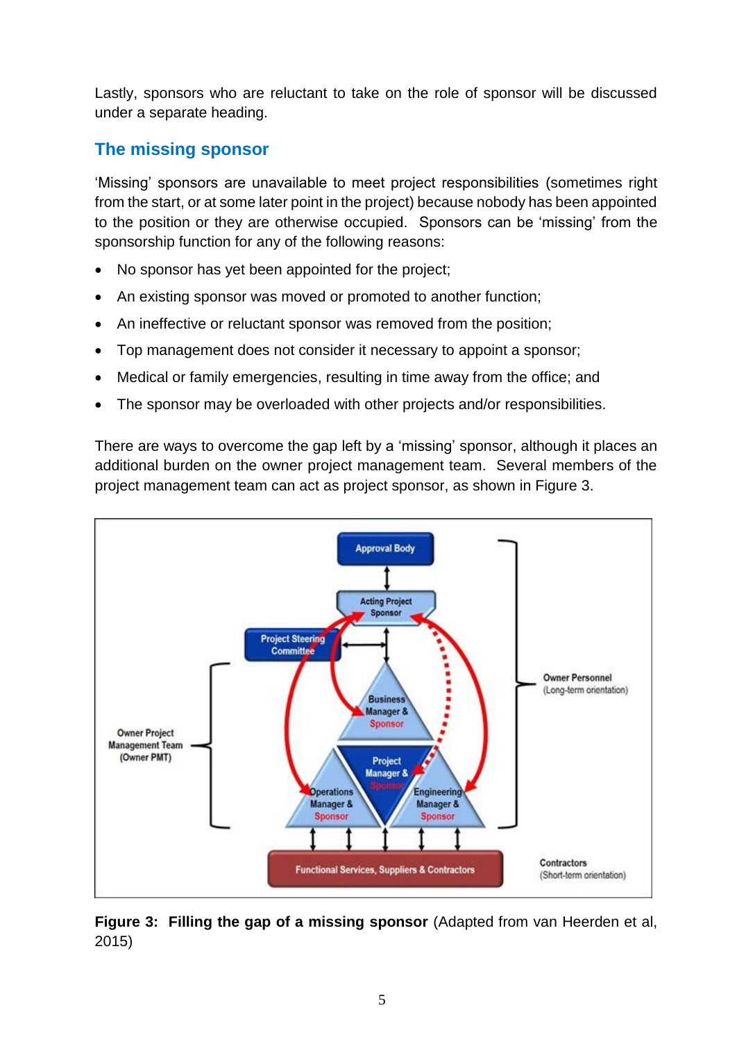Lastly, sponsors who are reluctant to take on the role of sponsor will be discussed under a separate heading.

## The missing sponsor

'Missing' sponsors are unavailable to meet project responsibilities (sometimes right from the start, or at some later point in the project) because nobody has been appointed to the position or they are otherwise occupied. Sponsors can be 'missing' from the sponsorship function for any of the following reasons:

- No sponsor has yet been appointed for the project;
- An existing sponsor was moved or promoted to another function;
- An ineffective or reluctant sponsor was removed from the position;
- Top management does not consider it necessary to appoint a sponsor;
- Medical or family emergencies, resulting in time away from the office; and
- The sponsor may be overloaded with other projects and/or responsibilities.

There are ways to overcome the gap left by a 'missing' sponsor, although it places an additional burden on the owner project management team. Several members of the project management team can act as project sponsor, as shown in Figure 3.

**Figure 3: Filling the gap of a missing sponsor** (Adapted from van Heerden et al, 2015)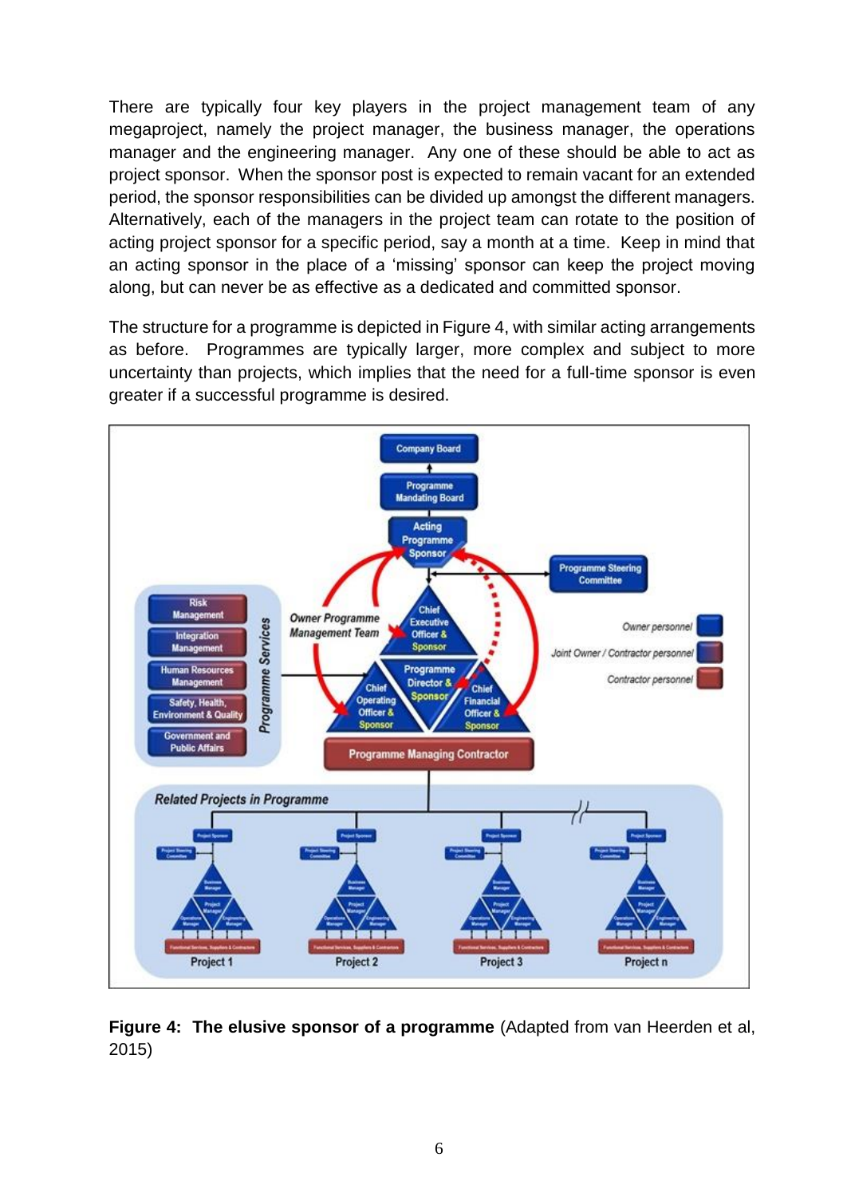There are typically four key players in the project management team of any megaproject, namely the project manager, the business manager, the operations manager and the engineering manager. Any one of these should be able to act as project sponsor. When the sponsor post is expected to remain vacant for an extended period, the sponsor responsibilities can be divided up amongst the different managers. Alternatively, each of the managers in the project team can rotate to the position of acting project sponsor for a specific period, say a month at a time. Keep in mind that an acting sponsor in the place of a 'missing' sponsor can keep the project moving along, but can never be as effective as a dedicated and committed sponsor.

The structure for a programme is depicted in Figure 4, with similar acting arrangements as before. Programmes are typically larger, more complex and subject to more uncertainty than projects, which implies that the need for a full-time sponsor is even greater if a successful programme is desired.

**Figure 4: The elusive sponsor of a programme** (Adapted from van Heerden et al, 2015)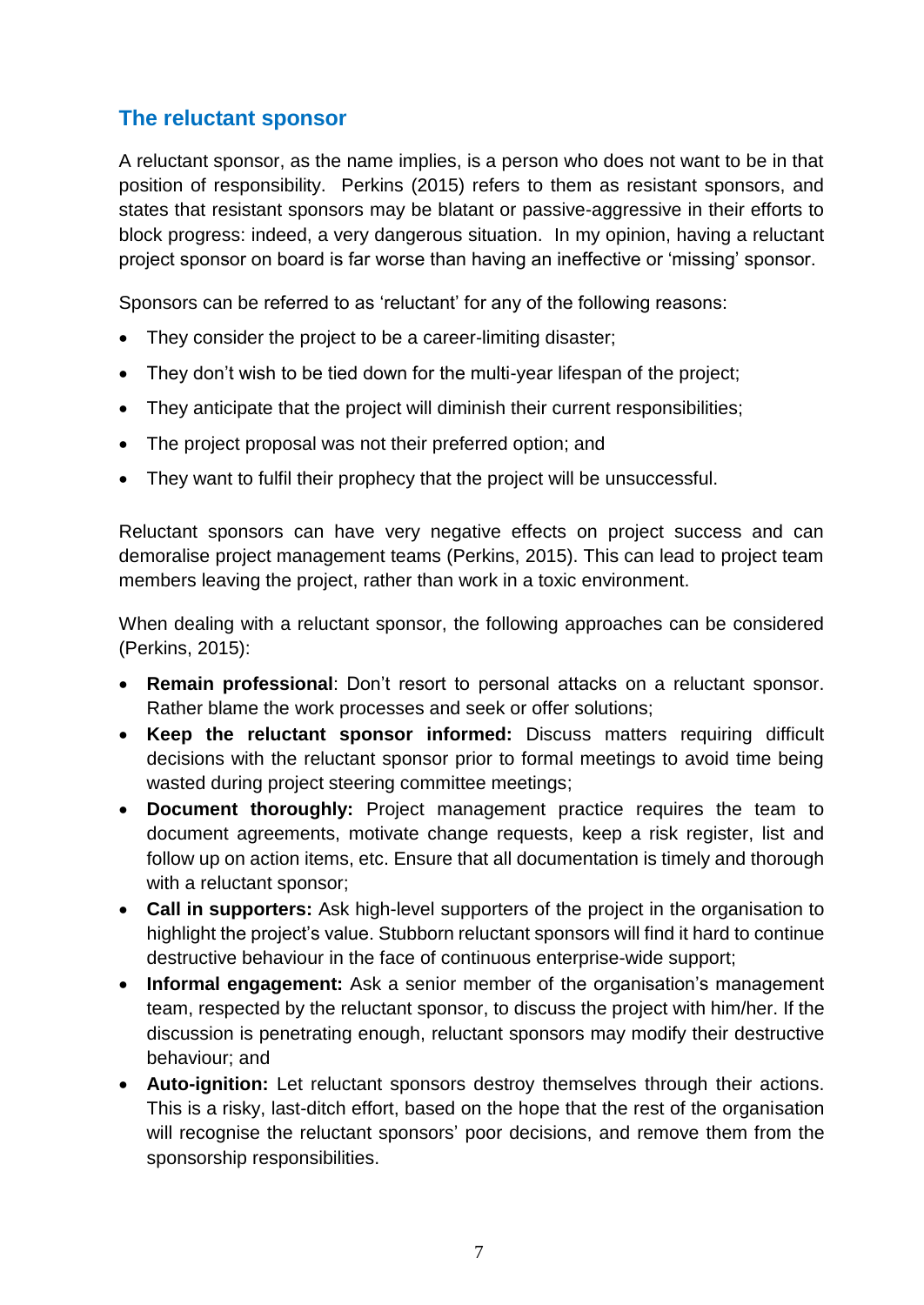## The reluctant sponsor

A reluctant sponsor, as the name implies, is a person who does not want to be in that position of responsibility. Perkins (2015) refers to them as resistant sponsors, and states that resistant sponsors may be blatant or passive-aggressive in their efforts to block progress: indeed, a very dangerous situation. In my opinion, having a reluctant project sponsor on board is far worse than having an ineffective or 'missing' sponsor.

Sponsors can be referred to as 'reluctant' for any of the following reasons:

- They consider the project to be a career-limiting disaster;
- They don't wish to be tied down for the multi-year lifespan of the project;
- They anticipate that the project will diminish their current responsibilities;
- The project proposal was not their preferred option; and
- They want to fulfil their prophecy that the project will be unsuccessful.

Reluctant sponsors can have very negative effects on project success and can demoralise project management teams (Perkins, 2015). This can lead to project team members leaving the project, rather than work in a toxic environment.

When dealing with a reluctant sponsor, the following approaches can be considered (Perkins, 2015):

- **Remain professional**: Don't resort to personal attacks on a reluctant sponsor. Rather blame the work processes and seek or offer solutions;
- **Keep the reluctant sponsor informed:** Discuss matters requiring difficult decisions with the reluctant sponsor prior to formal meetings to avoid time being wasted during project steering committee meetings;
- **Document thoroughly:** Project management practice requires the team to document agreements, motivate change requests, keep a risk register, list and follow up on action items, etc. Ensure that all documentation is timely and thorough with a reluctant sponsor;
- **Call in supporters:** Ask high-level supporters of the project in the organisation to highlight the project's value. Stubborn reluctant sponsors will find it hard to continue destructive behaviour in the face of continuous enterprise-wide support;
- **Informal engagement:** Ask a senior member of the organisation's management team, respected by the reluctant sponsor, to discuss the project with him/her. If the discussion is penetrating enough, reluctant sponsors may modify their destructive behaviour; and
- **Auto-ignition:** Let reluctant sponsors destroy themselves through their actions. This is a risky, last-ditch effort, based on the hope that the rest of the organisation will recognise the reluctant sponsors' poor decisions, and remove them from the sponsorship responsibilities.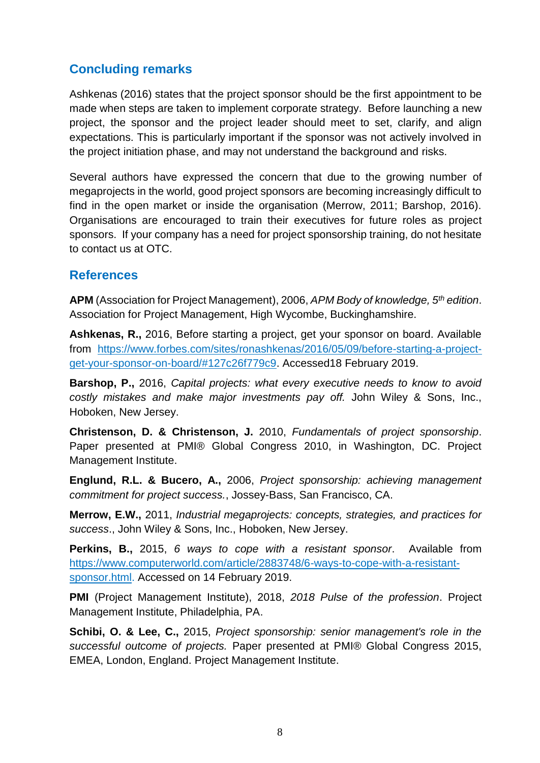## Concluding remarks

Ashkenas (2016) states that the project sponsor should be the first appointment to be made when steps are taken to implement corporate strategy. Before launching a new project, the sponsor and the project leader should meet to set, clarify, and align expectations. This is particularly important if the sponsor was not actively involved in the project initiation phase, and may not understand the background and risks.

Several authors have expressed the concern that due to the growing number of megaprojects in the world, good project sponsors are becoming increasingly difficult to find in the open market or inside the organisation (Merrow, 2011; Barshop, 2016). Organisations are encouraged to train their executives for future roles as project sponsors. If your company has a need for project sponsorship training, do not hesitate to contact us at OTC.

## References

**APM** (Association for Project Management), 2006, *APM Body of knowledge, 5th edition*. Association for Project Management, High Wycombe, Buckinghamshire.

**Ashkenas, R.,** 2016, Before starting a project, get your sponsor on board. Available from [https://www.forbes.com/sites/ronashkenas/2016/05/09/before-starting-a-project-get-your-sponsor-on-board/#127c26f779c9](https://www.forbes.com/sites/ronashkenas/2016/05/09/before-starting-a-project-get-your-sponsor-on-board/#127c26f779c9). Accessed18 February 2019.

**Barshop, P.,** 2016, *Capital projects: what every executive needs to know to avoid costly mistakes and make major investments pay off.* John Wiley & Sons, Inc., Hoboken, New Jersey.

**Christenson, D. & Christenson, J.** 2010, *Fundamentals of project sponsorship*. Paper presented at PMI® Global Congress 2010, in Washington, DC. Project Management Institute.

**Englund, R.L. & Bucero, A.,** 2006, *Project sponsorship: achieving management commitment for project success.*, Jossey-Bass, San Francisco, CA.

**Merrow, E.W.,** 2011, *Industrial megaprojects: concepts, strategies, and practices for success*., John Wiley & Sons, Inc., Hoboken, New Jersey.

**Perkins, B.,** 2015, *6 ways to cope with a resistant sponsor*. Available from [https://www.computerworld.com/article/2883748/6-ways-to-cope-with-a-resistant-sponsor.html](https://www.computerworld.com/article/2883748/6-ways-to-cope-with-a-resistant-sponsor.html). Accessed on 14 February 2019.

**PMI** (Project Management Institute), 2018, *2018 Pulse of the profession*. Project Management Institute, Philadelphia, PA.

**Schibi, O. & Lee, C.,** 2015, *Project sponsorship: senior management's role in the successful outcome of projects.* Paper presented at PMI® Global Congress 2015, EMEA, London, England. Project Management Institute.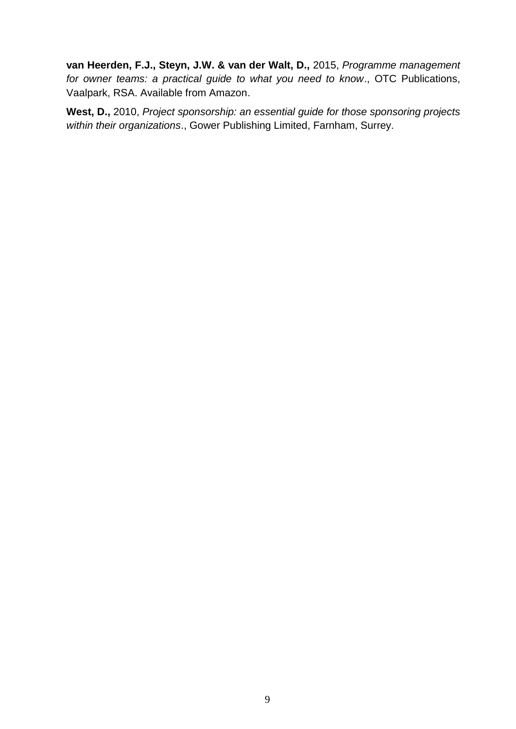**van Heerden, F.J., Steyn, J.W. & van der Walt, D.,** 2015, *Programme management for owner teams: a practical guide to what you need to know*., OTC Publications, Vaalpark, RSA. Available from Amazon.

**West, D.,** 2010, *Project sponsorship: an essential guide for those sponsoring projects within their organizations*., Gower Publishing Limited, Farnham, Surrey.